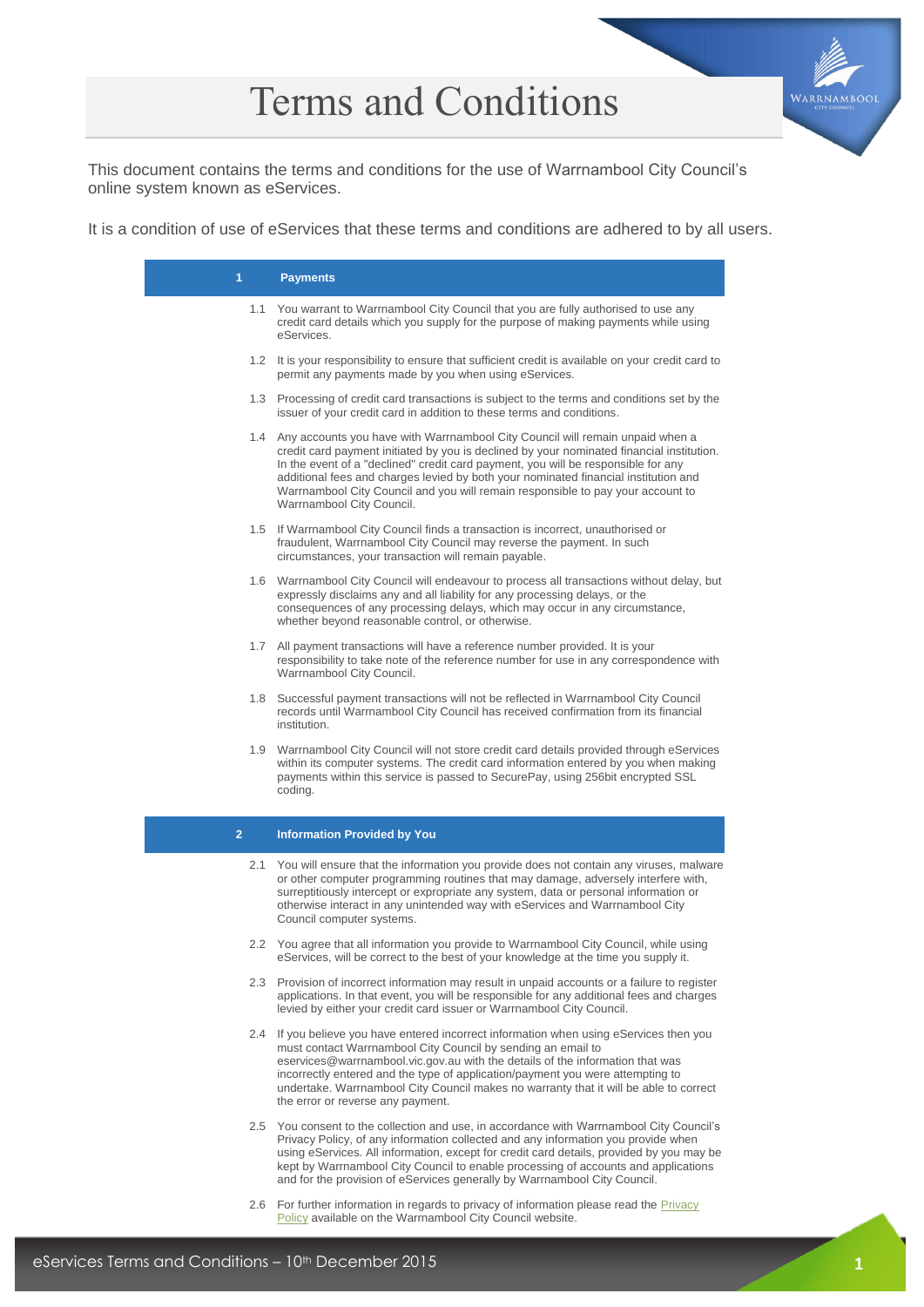# Terms and Conditions

This document contains the terms and conditions for the use of Warrnambool City Council's online system known as eServices.

It is a condition of use of eServices that these terms and conditions are adhered to by all users.

## 1 Payments

1.1 You warrant to Warrnambool City Council that you are fully authorised to use any credit card details which you supply for the purpose of making payments while using eServices.

1.2 It is your responsibility to ensure that sufficient credit is available on your credit card to permit any payments made by you when using eServices.

1.3 Processing of credit card transactions is subject to the terms and conditions set by the issuer of your credit card in addition to these terms and conditions.

1.4 Any accounts you have with Warrnambool City Council will remain unpaid when a credit card payment initiated by you is declined by your nominated financial institution. In the event of a "declined" credit card payment, you will be responsible for any additional fees and charges levied by both your nominated financial institution and Warrnambool City Council and you will remain responsible to pay your account to Warrnambool City Council.

1.5 If Warrnambool City Council finds a transaction is incorrect, unauthorised or fraudulent, Warrnambool City Council may reverse the payment. In such circumstances, your transaction will remain payable.

1.6 Warrnambool City Council will endeavour to process all transactions without delay, but expressly disclaims any and all liability for any processing delays, or the consequences of any processing delays, which may occur in any circumstance, whether beyond reasonable control, or otherwise.

1.7 All payment transactions will have a reference number provided. It is your responsibility to take note of the reference number for use in any correspondence with Warrnambool City Council.

1.8 Successful payment transactions will not be reflected in Warrnambool City Council records until Warrnambool City Council has received confirmation from its financial institution.

1.9 Warrnambool City Council will not store credit card details provided through eServices within its computer systems. The credit card information entered by you when making payments within this service is passed to SecurePay, using 256bit encrypted SSL coding.

## 2 Information Provided by You

2.1 You will ensure that the information you provide does not contain any viruses, malware or other computer programming routines that may damage, adversely interfere with, surreptitiously intercept or expropriate any system, data or personal information or otherwise interact in any unintended way with eServices and Warrnambool City Council computer systems.

2.2 You agree that all information you provide to Warrnambool City Council, while using eServices, will be correct to the best of your knowledge at the time you supply it.

2.3 Provision of incorrect information may result in unpaid accounts or a failure to register applications. In that event, you will be responsible for any additional fees and charges levied by either your credit card issuer or Warrnambool City Council.

2.4 If you believe you have entered incorrect information when using eServices then you must contact Warrnambool City Council by sending an email to eservices@warrnambool.vic.gov.au with the details of the information that was incorrectly entered and the type of application/payment you were attempting to undertake. Warrnambool City Council makes no warranty that it will be able to correct the error or reverse any payment.

2.5 You consent to the collection and use, in accordance with Warrnambool City Council's Privacy Policy, of any information collected and any information you provide when using eServices. All information, except for credit card details, provided by you may be kept by Warrnambool City Council to enable processing of accounts and applications and for the provision of eServices generally by Warrnambool City Council.

2.6 For further information in regards to privacy of information please read the Privacy Policy available on the Warrnambool City Council website.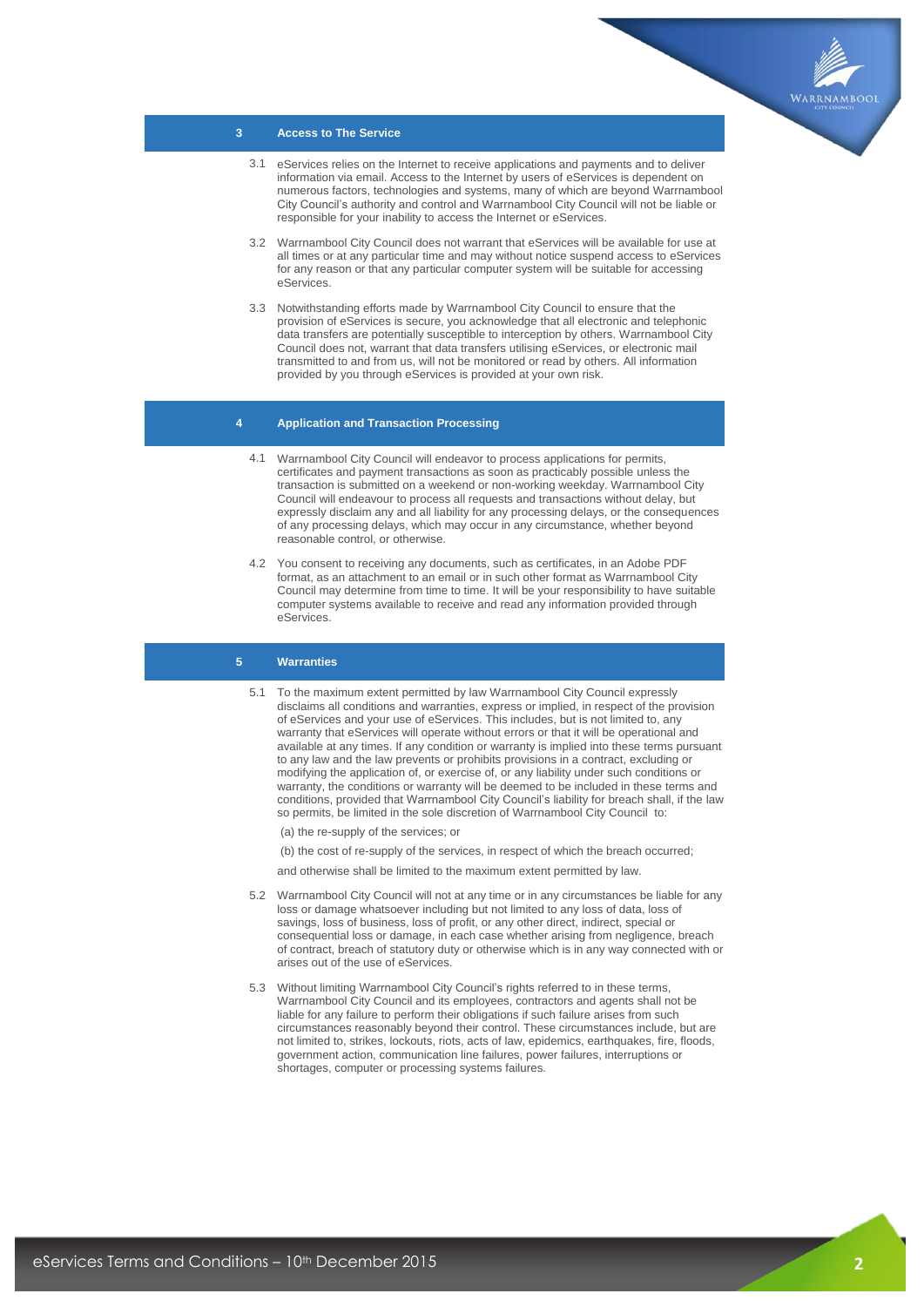## 3 Access to The Service

3.1 eServices relies on the Internet to receive applications and payments and to deliver information via email. Access to the Internet by users of eServices is dependent on numerous factors, technologies and systems, many of which are beyond Warrnambool City Council's authority and control and Warrnambool City Council will not be liable or responsible for your inability to access the Internet or eServices.

3.2 Warrnambool City Council does not warrant that eServices will be available for use at all times or at any particular time and may without notice suspend access to eServices for any reason or that any particular computer system will be suitable for accessing eServices.

3.3 Notwithstanding efforts made by Warrnambool City Council to ensure that the provision of eServices is secure, you acknowledge that all electronic and telephonic data transfers are potentially susceptible to interception by others. Warrnambool City Council does not, warrant that data transfers utilising eServices, or electronic mail transmitted to and from us, will not be monitored or read by others. All information provided by you through eServices is provided at your own risk.

## 4 Application and Transaction Processing

4.1 Warrnambool City Council will endeavor to process applications for permits, certificates and payment transactions as soon as practicably possible unless the transaction is submitted on a weekend or non-working weekday. Warrnambool City Council will endeavour to process all requests and transactions without delay, but expressly disclaim any and all liability for any processing delays, or the consequences of any processing delays, which may occur in any circumstance, whether beyond reasonable control, or otherwise.

4.2 You consent to receiving any documents, such as certificates, in an Adobe PDF format, as an attachment to an email or in such other format as Warrnambool City Council may determine from time to time. It will be your responsibility to have suitable computer systems available to receive and read any information provided through eServices.

## 5 Warranties

5.1 To the maximum extent permitted by law Warrnambool City Council expressly disclaims all conditions and warranties, express or implied, in respect of the provision of eServices and your use of eServices. This includes, but is not limited to, any warranty that eServices will operate without errors or that it will be operational and available at any times. If any condition or warranty is implied into these terms pursuant to any law and the law prevents or prohibits provisions in a contract, excluding or modifying the application of, or exercise of, or any liability under such conditions or warranty, the conditions or warranty will be deemed to be included in these terms and conditions, provided that Warrnambool City Council's liability for breach shall, if the law so permits, be limited in the sole discretion of Warrnambool City Council to:

(a) the re-supply of the services; or

(b) the cost of re-supply of the services, in respect of which the breach occurred;

and otherwise shall be limited to the maximum extent permitted by law.

5.2 Warrnambool City Council will not at any time or in any circumstances be liable for any loss or damage whatsoever including but not limited to any loss of data, loss of savings, loss of business, loss of profit, or any other direct, indirect, special or consequential loss or damage, in each case whether arising from negligence, breach of contract, breach of statutory duty or otherwise which is in any way connected with or arises out of the use of eServices.

5.3 Without limiting Warrnambool City Council's rights referred to in these terms, Warrnambool City Council and its employees, contractors and agents shall not be liable for any failure to perform their obligations if such failure arises from such circumstances reasonably beyond their control. These circumstances include, but are not limited to, strikes, lockouts, riots, acts of law, epidemics, earthquakes, fire, floods, government action, communication line failures, power failures, interruptions or shortages, computer or processing systems failures.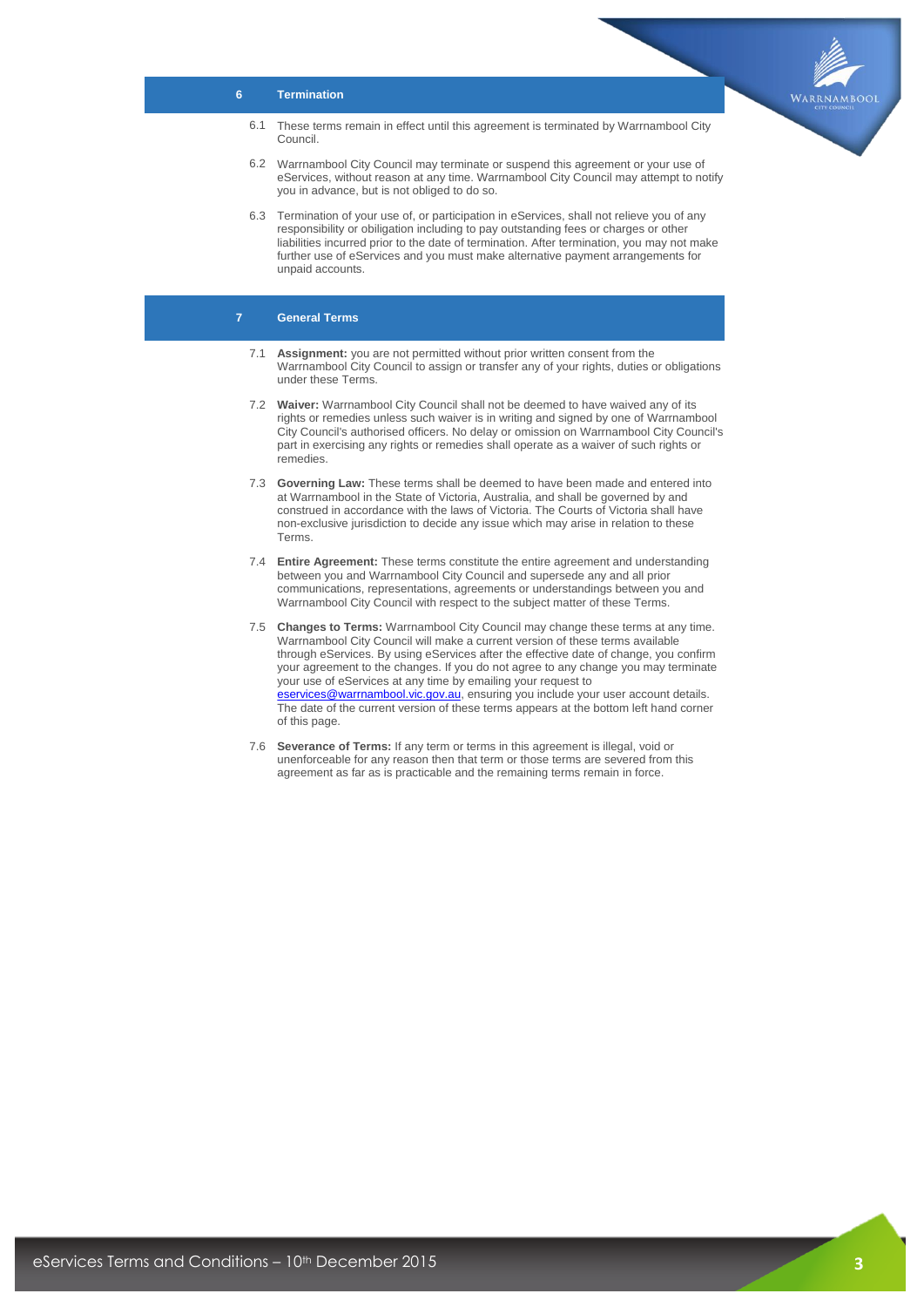## 6 Termination

6.1 These terms remain in effect until this agreement is terminated by Warrnambool City Council.

6.2 Warrnambool City Council may terminate or suspend this agreement or your use of eServices, without reason at any time. Warrnambool City Council may attempt to notify you in advance, but is not obliged to do so.

6.3 Termination of your use of, or participation in eServices, shall not relieve you of any responsibility or obligation including to pay outstanding fees or charges or other liabilities incurred prior to the date of termination. After termination, you may not make further use of eServices and you must make alternative payment arrangements for unpaid accounts.

## 7 General Terms

7.1 **Assignment:** you are not permitted without prior written consent from the Warrnambool City Council to assign or transfer any of your rights, duties or obligations under these Terms.

7.2 **Waiver:** Warrnambool City Council shall not be deemed to have waived any of its rights or remedies unless such waiver is in writing and signed by one of Warrnambool City Council's authorised officers. No delay or omission on Warrnambool City Council's part in exercising any rights or remedies shall operate as a waiver of such rights or remedies.

7.3 **Governing Law:** These terms shall be deemed to have been made and entered into at Warrnambool in the State of Victoria, Australia, and shall be governed by and construed in accordance with the laws of Victoria. The Courts of Victoria shall have non-exclusive jurisdiction to decide any issue which may arise in relation to these Terms.

7.4 **Entire Agreement:** These terms constitute the entire agreement and understanding between you and Warrnambool City Council and supersede any and all prior communications, representations, agreements or understandings between you and Warrnambool City Council with respect to the subject matter of these Terms.

7.5 **Changes to Terms:** Warrnambool City Council may change these terms at any time. Warrnambool City Council will make a current version of these terms available through eServices. By using eServices after the effective date of change, you confirm your agreement to the changes. If you do not agree to any change you may terminate your use of eServices at any time by emailing your request to eservices@warrnambool.vic.gov.au, ensuring you include your user account details. The date of the current version of these terms appears at the bottom left hand corner of this page.

7.6 **Severance of Terms:** If any term or terms in this agreement is illegal, void or unenforceable for any reason then that term or those terms are severed from this agreement as far as is practicable and the remaining terms remain in force.